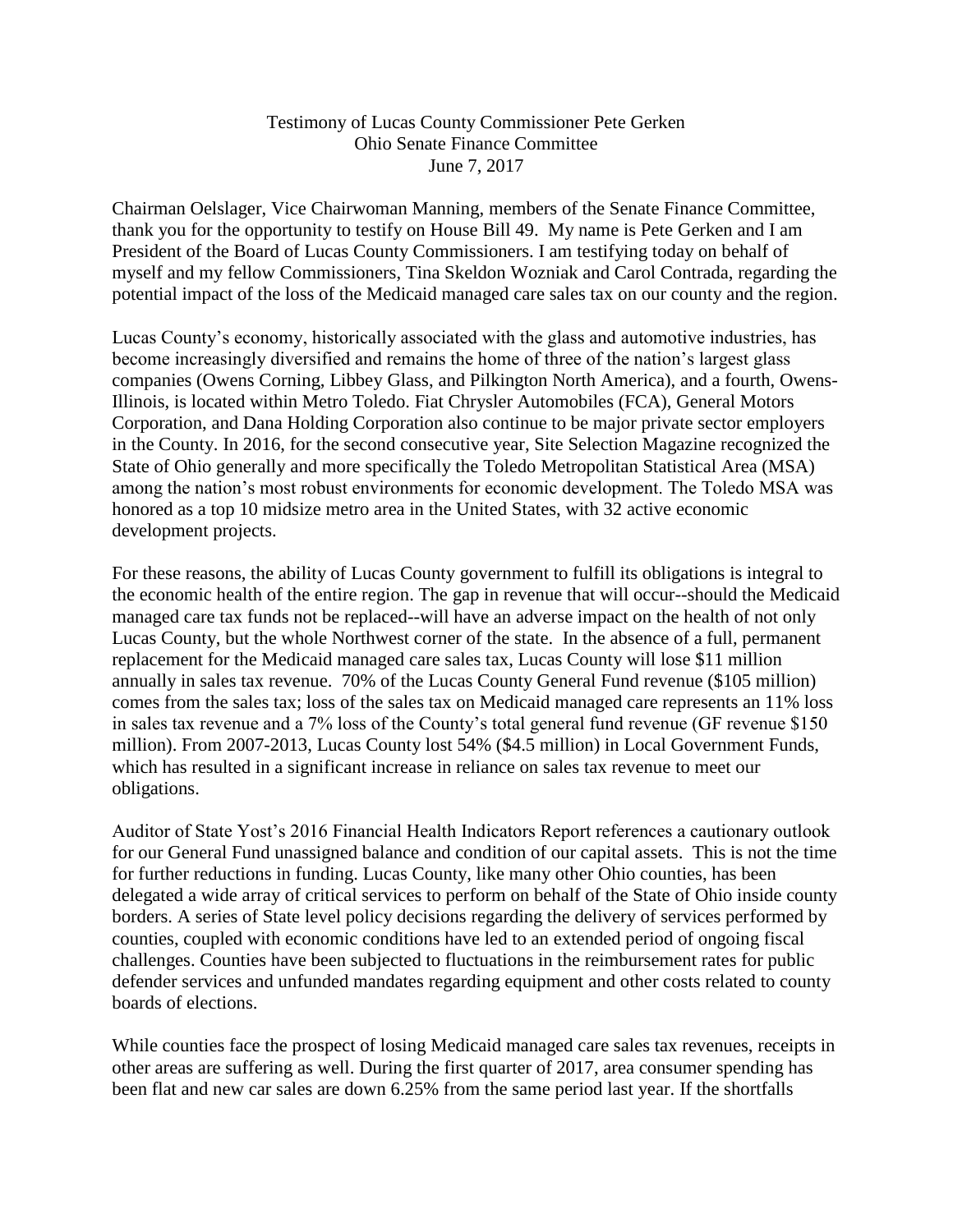Testimony of Lucas County Commissioner Pete Gerken
Ohio Senate Finance Committee
June 7, 2017

Chairman Oelslager, Vice Chairwoman Manning, members of the Senate Finance Committee, thank you for the opportunity to testify on House Bill 49. My name is Pete Gerken and I am President of the Board of Lucas County Commissioners. I am testifying today on behalf of myself and my fellow Commissioners, Tina Skeldon Wozniak and Carol Contrada, regarding the potential impact of the loss of the Medicaid managed care sales tax on our county and the region.

Lucas County's economy, historically associated with the glass and automotive industries, has become increasingly diversified and remains the home of three of the nation's largest glass companies (Owens Corning, Libbey Glass, and Pilkington North America), and a fourth, Owens-Illinois, is located within Metro Toledo. Fiat Chrysler Automobiles (FCA), General Motors Corporation, and Dana Holding Corporation also continue to be major private sector employers in the County. In 2016, for the second consecutive year, Site Selection Magazine recognized the State of Ohio generally and more specifically the Toledo Metropolitan Statistical Area (MSA) among the nation's most robust environments for economic development. The Toledo MSA was honored as a top 10 midsize metro area in the United States, with 32 active economic development projects.

For these reasons, the ability of Lucas County government to fulfill its obligations is integral to the economic health of the entire region. The gap in revenue that will occur--should the Medicaid managed care tax funds not be replaced--will have an adverse impact on the health of not only Lucas County, but the whole Northwest corner of the state. In the absence of a full, permanent replacement for the Medicaid managed care sales tax, Lucas County will lose $11 million annually in sales tax revenue. 70% of the Lucas County General Fund revenue ($105 million) comes from the sales tax; loss of the sales tax on Medicaid managed care represents an 11% loss in sales tax revenue and a 7% loss of the County's total general fund revenue (GF revenue $150 million). From 2007-2013, Lucas County lost 54% ($4.5 million) in Local Government Funds, which has resulted in a significant increase in reliance on sales tax revenue to meet our obligations.

Auditor of State Yost's 2016 Financial Health Indicators Report references a cautionary outlook for our General Fund unassigned balance and condition of our capital assets. This is not the time for further reductions in funding. Lucas County, like many other Ohio counties, has been delegated a wide array of critical services to perform on behalf of the State of Ohio inside county borders. A series of State level policy decisions regarding the delivery of services performed by counties, coupled with economic conditions have led to an extended period of ongoing fiscal challenges. Counties have been subjected to fluctuations in the reimbursement rates for public defender services and unfunded mandates regarding equipment and other costs related to county boards of elections.

While counties face the prospect of losing Medicaid managed care sales tax revenues, receipts in other areas are suffering as well. During the first quarter of 2017, area consumer spending has been flat and new car sales are down 6.25% from the same period last year. If the shortfalls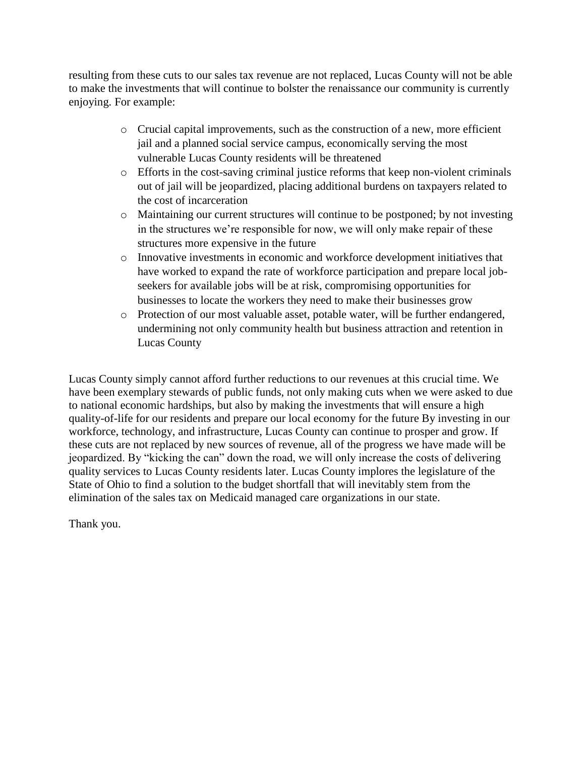resulting from these cuts to our sales tax revenue are not replaced, Lucas County will not be able to make the investments that will continue to bolster the renaissance our community is currently enjoying. For example:

- Crucial capital improvements, such as the construction of a new, more efficient jail and a planned social service campus, economically serving the most vulnerable Lucas County residents will be threatened
- Efforts in the cost-saving criminal justice reforms that keep non-violent criminals out of jail will be jeopardized, placing additional burdens on taxpayers related to the cost of incarceration
- Maintaining our current structures will continue to be postponed; by not investing in the structures we're responsible for now, we will only make repair of these structures more expensive in the future
- Innovative investments in economic and workforce development initiatives that have worked to expand the rate of workforce participation and prepare local job-seekers for available jobs will be at risk, compromising opportunities for businesses to locate the workers they need to make their businesses grow
- Protection of our most valuable asset, potable water, will be further endangered, undermining not only community health but business attraction and retention in Lucas County

Lucas County simply cannot afford further reductions to our revenues at this crucial time. We have been exemplary stewards of public funds, not only making cuts when we were asked to due to national economic hardships, but also by making the investments that will ensure a high quality-of-life for our residents and prepare our local economy for the future By investing in our workforce, technology, and infrastructure, Lucas County can continue to prosper and grow. If these cuts are not replaced by new sources of revenue, all of the progress we have made will be jeopardized. By "kicking the can" down the road, we will only increase the costs of delivering quality services to Lucas County residents later. Lucas County implores the legislature of the State of Ohio to find a solution to the budget shortfall that will inevitably stem from the elimination of the sales tax on Medicaid managed care organizations in our state.

Thank you.